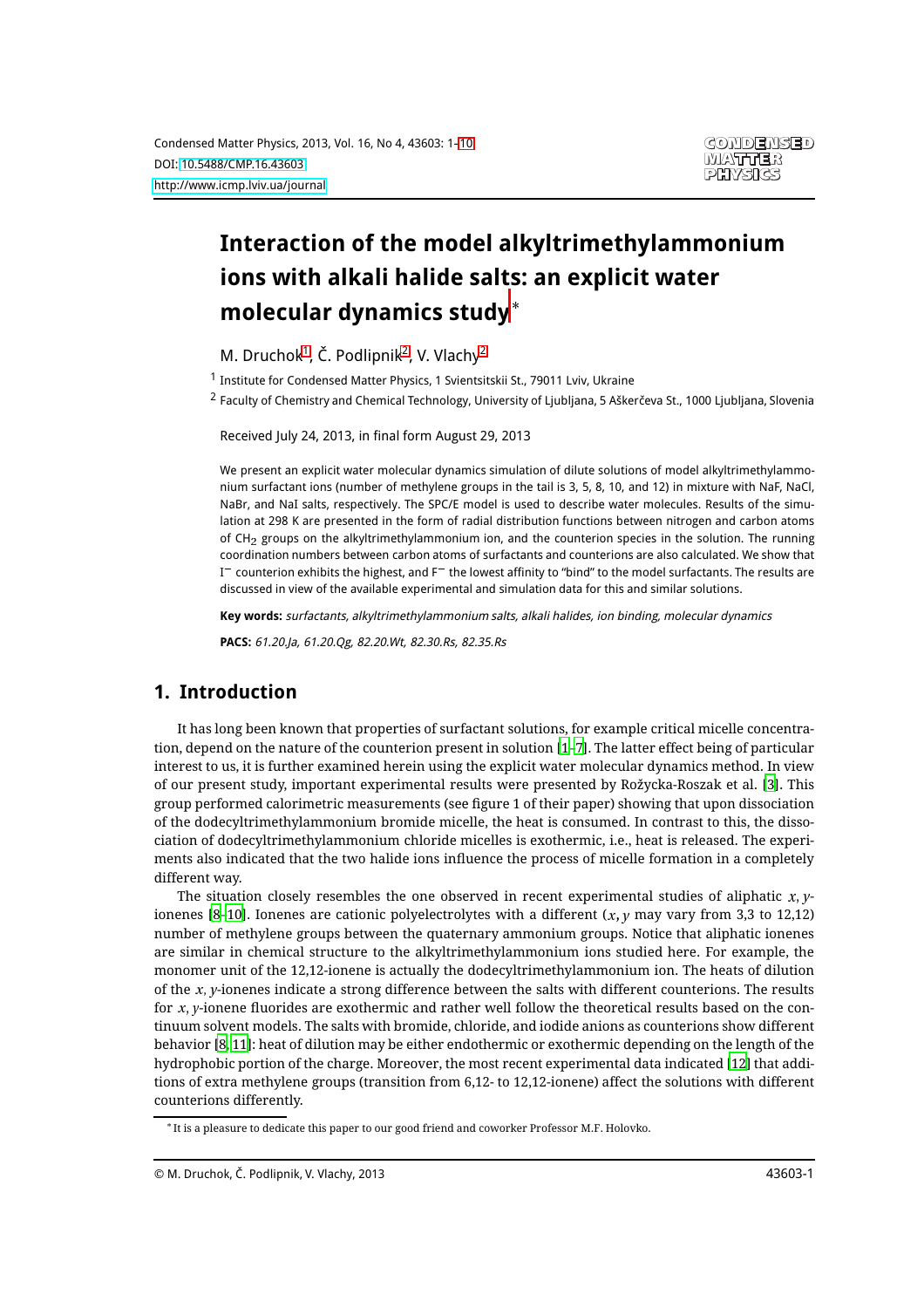# Interaction of the model alkyltrimethylammonium ions with alkali halide salts: an explicit water molecular dynamics study*

M. Druchok[1], Č. Podlipnik[2], V. Vlachy[2]

[1] Institute for Condensed Matter Physics, 1 Svientsitskii St., 79011 Lviv, Ukraine

[2] Faculty of Chemistry and Chemical Technology, University of Ljubljana, 5 Aškerčeva St., 1000 Ljubljana, Slovenia

Received July 24, 2013, in final form August 29, 2013

We present an explicit water molecular dynamics simulation of dilute solutions of model alkyltrimethylammonium surfactant ions (number of methylene groups in the tail is 3, 5, 8, 10, and 12) in mixture with NaF, NaCl, NaBr, and NaI salts, respectively. The SPC/E model is used to describe water molecules. Results of the simulation at 298 K are presented in the form of radial distribution functions between nitrogen and carbon atoms of $CH_2$ groups on the alkyltrimethylammonium ion, and the counterion species in the solution. The running coordination numbers between carbon atoms of surfactants and counterions are also calculated. We show that $I^-$ counterion exhibits the highest, and $F^-$ the lowest affinity to "bind" to the model surfactants. The results are discussed in view of the available experimental and simulation data for this and similar solutions.

**Key words:** *surfactants, alkyltrimethylammonium salts, alkali halides, ion binding, molecular dynamics*

**PACS:** *61.20.Ja, 61.20.Qg, 82.20.Wt, 82.30.Rs, 82.35.Rs*

## 1. Introduction

It has long been known that properties of surfactant solutions, for example critical micelle concentration, depend on the nature of the counterion present in solution [1–7]. The latter effect being of particular interest to us, it is further examined herein using the explicit water molecular dynamics method. In view of our present study, important experimental results were presented by Rožycka-Roszak et al. [3]. This group performed calorimetric measurements (see figure 1 of their paper) showing that upon dissociation of the dodecyltrimethylammonium bromide micelle, the heat is consumed. In contrast to this, the dissociation of dodecyltrimethylammonium chloride micelles is exothermic, i.e., heat is released. The experiments also indicated that the two halide ions influence the process of micelle formation in a completely different way.

The situation closely resembles the one observed in recent experimental studies of aliphatic $x,y$-ionenes [8–10]. Ionenes are cationic polyelectrolytes with a different ($x,y$ may vary from 3,3 to 12,12) number of methylene groups between the quaternary ammonium groups. Notice that aliphatic ionenes are similar in chemical structure to the alkyltrimethylammonium ions studied here. For example, the monomer unit of the 12,12-ionene is actually the dodecyltrimethylammonium ion. The heats of dilution of the $x,y$-ionenes indicate a strong difference between the salts with different counterions. The results for $x,y$-ionene fluorides are exothermic and rather well follow the theoretical results based on the continuum solvent models. The salts with bromide, chloride, and iodide anions as counterions show different behavior [8, 11]: heat of dilution may be either endothermic or exothermic depending on the length of the hydrophobic portion of the charge. Moreover, the most recent experimental data indicated [12] that additions of extra methylene groups (transition from 6,12- to 12,12-ionene) affect the solutions with different counterions differently.

*It is a pleasure to dedicate this paper to our good friend and coworker Professor M.F. Holovko.

© M. Druchok, Č. Podlipnik, V. Vlachy, 2013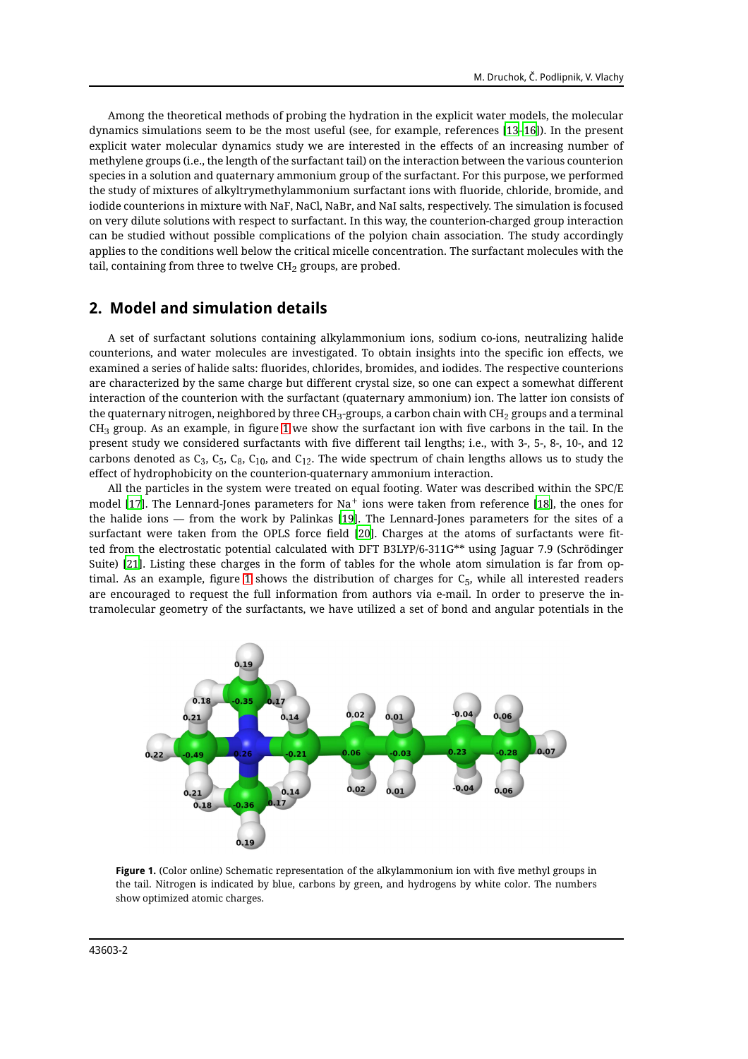Among the theoretical methods of probing the hydration in the explicit water models, the molecular dynamics simulations seem to be the most useful (see, for example, references [13–16]). In the present explicit water molecular dynamics study we are interested in the effects of an increasing number of methylene groups (i.e., the length of the surfactant tail) on the interaction between the various counterion species in a solution and quaternary ammonium group of the surfactant. For this purpose, we performed the study of mixtures of alkyltrymethylammonium surfactant ions with fluoride, chloride, bromide, and iodide counterions in mixture with NaF, NaCl, NaBr, and NaI salts, respectively. The simulation is focused on very dilute solutions with respect to surfactant. In this way, the counterion-charged group interaction can be studied without possible complications of the polyion chain association. The study accordingly applies to the conditions well below the critical micelle concentration. The surfactant molecules with the tail, containing from three to twelve $CH_2$ groups, are probed.

## 2. Model and simulation details

A set of surfactant solutions containing alkylammonium ions, sodium co-ions, neutralizing halide counterions, and water molecules are investigated. To obtain insights into the specific ion effects, we examined a series of halide salts: fluorides, chlorides, bromides, and iodides. The respective counterions are characterized by the same charge but different crystal size, so one can expect a somewhat different interaction of the counterion with the surfactant (quaternary ammonium) ion. The latter ion consists of the quaternary nitrogen, neighbored by three $CH_3$-groups, a carbon chain with $CH_2$ groups and a terminal $CH_3$ group. As an example, in figure 1 we show the surfactant ion with five carbons in the tail. In the present study we considered surfactants with five different tail lengths; i.e., with 3-, 5-, 8-, 10-, and 12 carbons denoted as $C_3$, $C_5$, $C_8$, $C_{10}$, and $C_{12}$. The wide spectrum of chain lengths allows us to study the effect of hydrophobicity on the counterion-quaternary ammonium interaction.

All the particles in the system were treated on equal footing. Water was described within the SPC/E model [17]. The Lennard-Jones parameters for $Na^+$ ions were taken from reference [18], the ones for the halide ions — from the work by Palinkas [19]. The Lennard-Jones parameters for the sites of a surfactant were taken from the OPLS force field [20]. Charges at the atoms of surfactants were fitted from the electrostatic potential calculated with DFT B3LYP/6-311G** using Jaguar 7.9 (Schrödinger Suite) [21]. Listing these charges in the form of tables for the whole atom simulation is far from optimal. As an example, figure 1 shows the distribution of charges for $C_5$, while all interested readers are encouraged to request the full information from authors via e-mail. In order to preserve the intramolecular geometry of the surfactants, we have utilized a set of bond and angular potentials in the

**Figure 1.** (Color online) Schematic representation of the alkylammonium ion with five methyl groups in the tail. Nitrogen is indicated by blue, carbons by green, and hydrogens by white color. The numbers show optimized atomic charges.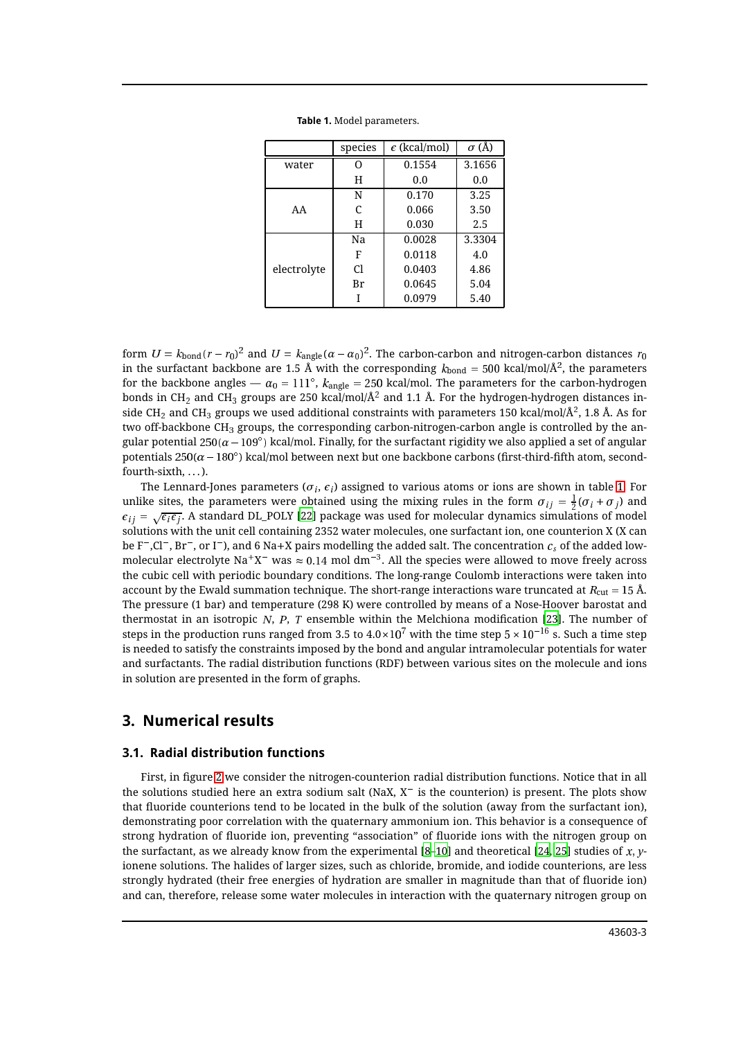**Table 1.** Model parameters.

| | species | $\epsilon$ (kcal/mol) | $\sigma$ (Å) |
|---|---|---|---|
| water | O | 0.1554 | 3.1656 |
| | H | 0.0 | 0.0 |
| AA | N | 0.170 | 3.25 |
| | C | 0.066 | 3.50 |
| | H | 0.030 | 2.5 |
| electrolyte | Na | 0.0028 | 3.3304 |
| | F | 0.0118 | 4.0 |
| | Cl | 0.0403 | 4.86 |
| | Br | 0.0645 | 5.04 |
| | I | 0.0979 | 5.40 |

form $U = k_{\text{bond}}(r - r_0)^2$ and $U = k_{\text{angle}}(\alpha - \alpha_0)^2$. The carbon-carbon and nitrogen-carbon distances $r_0$ in the surfactant backbone are 1.5 Å with the corresponding $k_{\text{bond}} = 500$ kcal/mol/Å$^2$, the parameters for the backbone angles — $\alpha_0 = 111°$, $k_{\text{angle}} = 250$ kcal/mol. The parameters for the carbon-hydrogen bonds in $CH_2$ and $CH_3$ groups are 250 kcal/mol/Å$^2$ and 1.1 Å. For the hydrogen-hydrogen distances inside $CH_2$ and $CH_3$ groups we used additional constraints with parameters 150 kcal/mol/Å$^2$, 1.8 Å. As for two off-backbone $CH_3$ groups, the corresponding carbon-nitrogen-carbon angle is controlled by the angular potential $250(\alpha - 109°)$ kcal/mol. Finally, for the surfactant rigidity we also applied a set of angular potentials $250(\alpha - 180°)$ kcal/mol between next but one backbone carbons (first-third-fifth atom, second-fourth-sixth, ...).

The Lennard-Jones parameters ($\sigma_i$, $\epsilon_i$) assigned to various atoms or ions are shown in table 1. For unlike sites, the parameters were obtained using the mixing rules in the form $\sigma_{ij} = \frac{1}{2}(\sigma_i + \sigma_j)$ and $\epsilon_{ij} = \sqrt{\epsilon_i \epsilon_j}$. A standard DL_POLY [22] package was used for molecular dynamics simulations of model solutions with the unit cell containing 2352 water molecules, one surfactant ion, one counterion X (X can be $F^-$,$Cl^-$, $Br^-$, or $I^-$), and 6 Na+X pairs modelling the added salt. The concentration $c_s$ of the added low-molecular electrolyte $Na^+X^-$ was $\approx 0.14$ mol dm$^{-3}$. All the species were allowed to move freely across the cubic cell with periodic boundary conditions. The long-range Coulomb interactions were taken into account by the Ewald summation technique. The short-range interactions ware truncated at $R_{\text{cut}} = 15$ Å. The pressure (1 bar) and temperature (298 K) were controlled by means of a Nose-Hoover barostat and thermostat in an isotropic $N$, $P$, $T$ ensemble within the Melchiona modification [23]. The number of steps in the production runs ranged from 3.5 to $4.0 \times 10^7$ with the time step $5 \times 10^{-16}$ s. Such a time step is needed to satisfy the constraints imposed by the bond and angular intramolecular potentials for water and surfactants. The radial distribution functions (RDF) between various sites on the molecule and ions in solution are presented in the form of graphs.

## 3. Numerical results

### 3.1. Radial distribution functions

First, in figure 2 we consider the nitrogen-counterion radial distribution functions. Notice that in all the solutions studied here an extra sodium salt (NaX, $X^-$ is the counterion) is present. The plots show that fluoride counterions tend to be located in the bulk of the solution (away from the surfactant ion), demonstrating poor correlation with the quaternary ammonium ion. This behavior is a consequence of strong hydration of fluoride ion, preventing "association" of fluoride ions with the nitrogen group on the surfactant, as we already know from the experimental [8–10] and theoretical [24, 25] studies of $x$, $y$-ionene solutions. The halides of larger sizes, such as chloride, bromide, and iodide counterions, are less strongly hydrated (their free energies of hydration are smaller in magnitude than that of fluoride ion) and can, therefore, release some water molecules in interaction with the quaternary nitrogen group on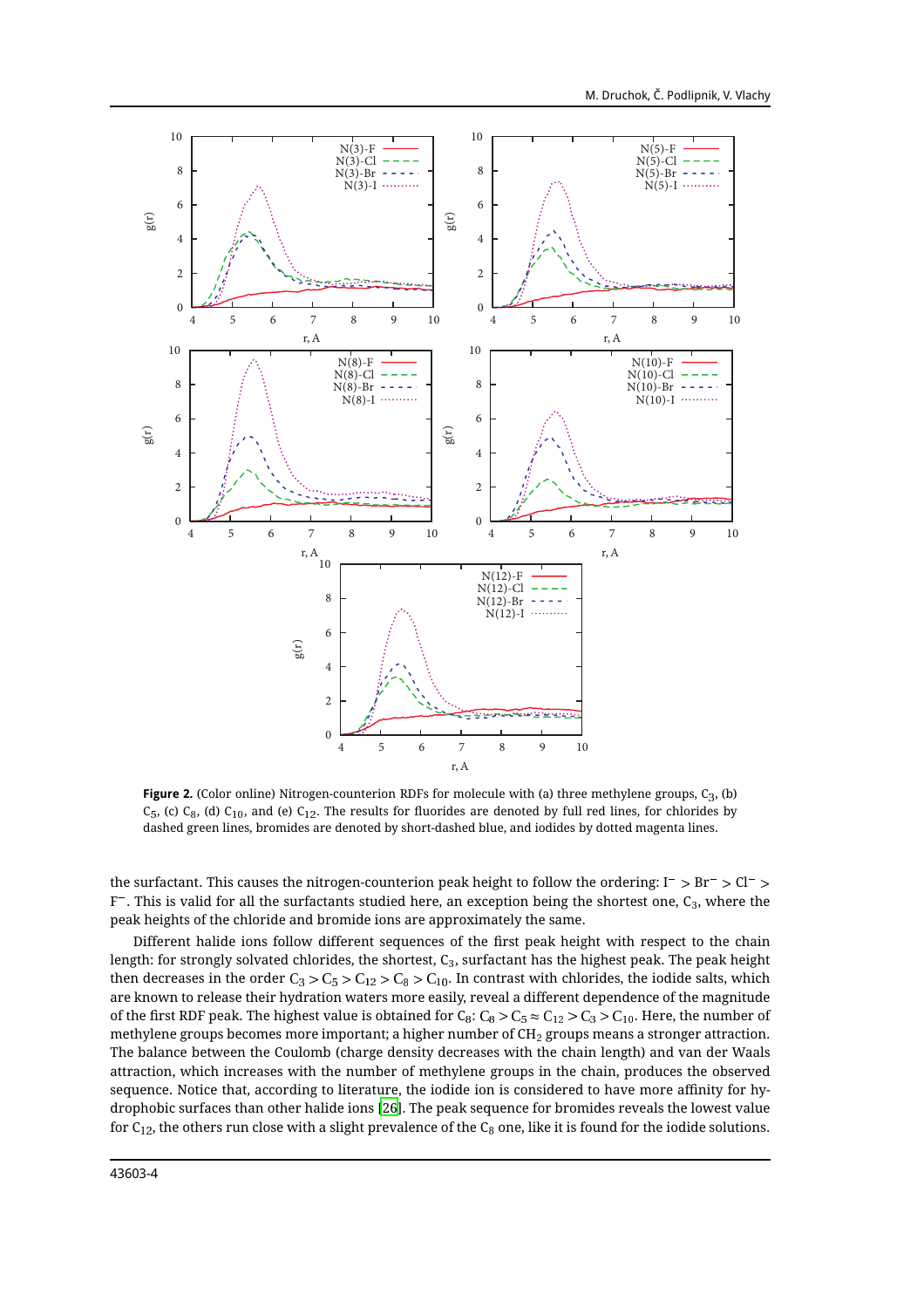**Figure 2.** (Color online) Nitrogen-counterion RDFs for molecule with (a) three methylene groups, $C_3$, (b) $C_5$, (c) $C_8$, (d) $C_{10}$, and (e) $C_{12}$. The results for fluorides are denoted by full red lines, for chlorides by dashed green lines, bromides are denoted by short-dashed blue, and iodides by dotted magenta lines.

the surfactant. This causes the nitrogen-counterion peak height to follow the ordering: $I^- > Br^- > Cl^- > F^-$. This is valid for all the surfactants studied here, an exception being the shortest one, $C_3$, where the peak heights of the chloride and bromide ions are approximately the same.

Different halide ions follow different sequences of the first peak height with respect to the chain length: for strongly solvated chlorides, the shortest, $C_3$, surfactant has the highest peak. The peak height then decreases in the order $C_3 > C_5 > C_{12} > C_8 > C_{10}$. In contrast with chlorides, the iodide salts, which are known to release their hydration waters more easily, reveal a different dependence of the magnitude of the first RDF peak. The highest value is obtained for $C_8$: $C_8 > C_5 \approx C_{12} > C_3 > C_{10}$. Here, the number of methylene groups becomes more important; a higher number of $CH_2$ groups means a stronger attraction. The balance between the Coulomb (charge density decreases with the chain length) and van der Waals attraction, which increases with the number of methylene groups in the chain, produces the observed sequence. Notice that, according to literature, the iodide ion is considered to have more affinity for hydrophobic surfaces than other halide ions [26]. The peak sequence for bromides reveals the lowest value for $C_{12}$, the others run close with a slight prevalence of the $C_8$ one, like it is found for the iodide solutions.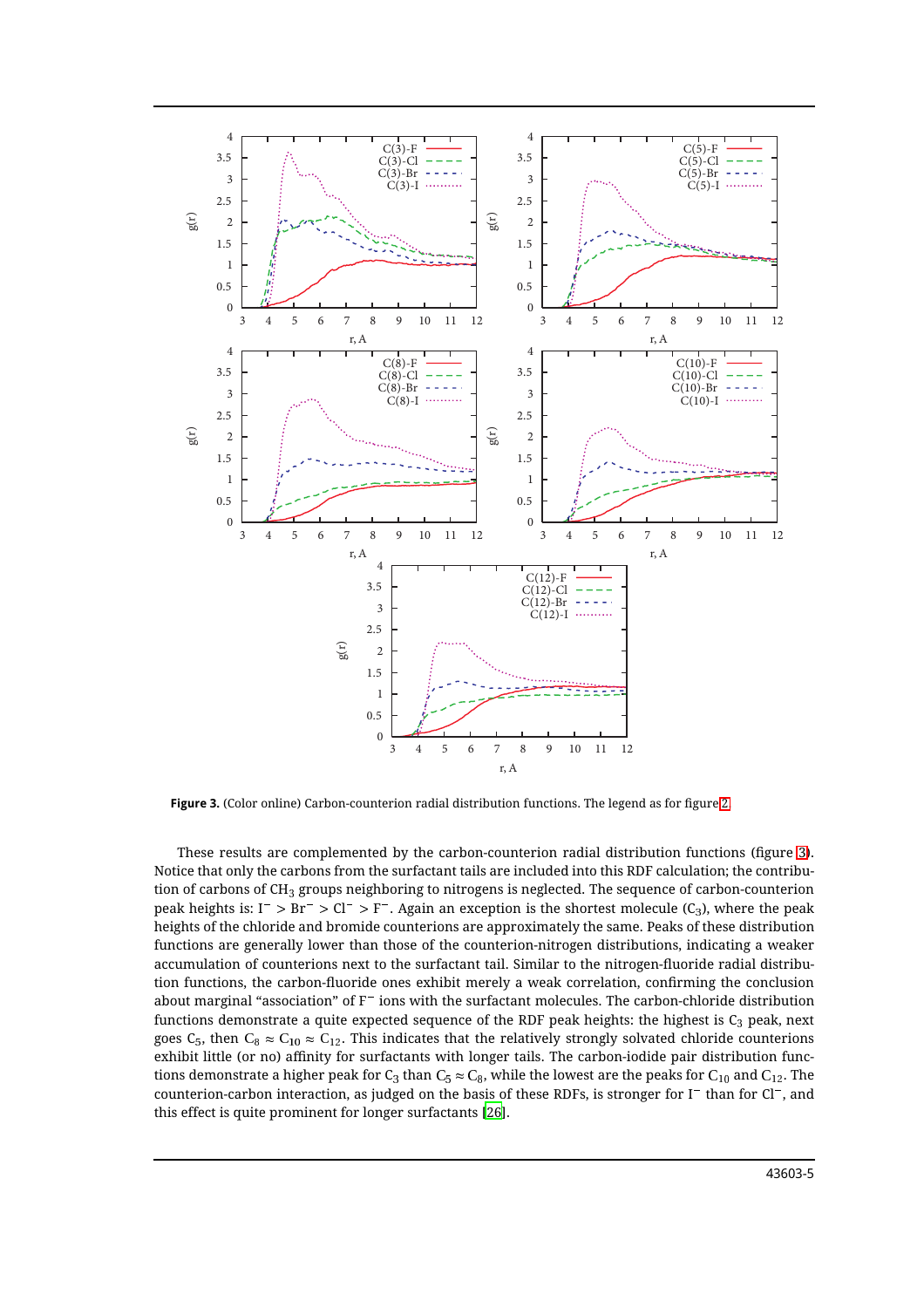**Figure 3.** (Color online) Carbon-counterion radial distribution functions. The legend as for figure 2.

These results are complemented by the carbon-counterion radial distribution functions (figure 3). Notice that only the carbons from the surfactant tails are included into this RDF calculation; the contribution of carbons of $CH_3$ groups neighboring to nitrogens is neglected. The sequence of carbon-counterion peak heights is: $I^- > Br^- > Cl^- > F^-$. Again an exception is the shortest molecule ($C_3$), where the peak heights of the chloride and bromide counterions are approximately the same. Peaks of these distribution functions are generally lower than those of the counterion-nitrogen distributions, indicating a weaker accumulation of counterions next to the surfactant tail. Similar to the nitrogen-fluoride radial distribution functions, the carbon-fluoride ones exhibit merely a weak correlation, confirming the conclusion about marginal "association" of $F^-$ ions with the surfactant molecules. The carbon-chloride distribution functions demonstrate a quite expected sequence of the RDF peak heights: the highest is $C_3$ peak, next goes $C_5$, then $C_8 \approx C_{10} \approx C_{12}$. This indicates that the relatively strongly solvated chloride counterions exhibit little (or no) affinity for surfactants with longer tails. The carbon-iodide pair distribution functions demonstrate a higher peak for $C_3$ than $C_5 \approx C_8$, while the lowest are the peaks for $C_{10}$ and $C_{12}$. The counterion-carbon interaction, as judged on the basis of these RDFs, is stronger for $I^-$ than for $Cl^-$, and this effect is quite prominent for longer surfactants [26].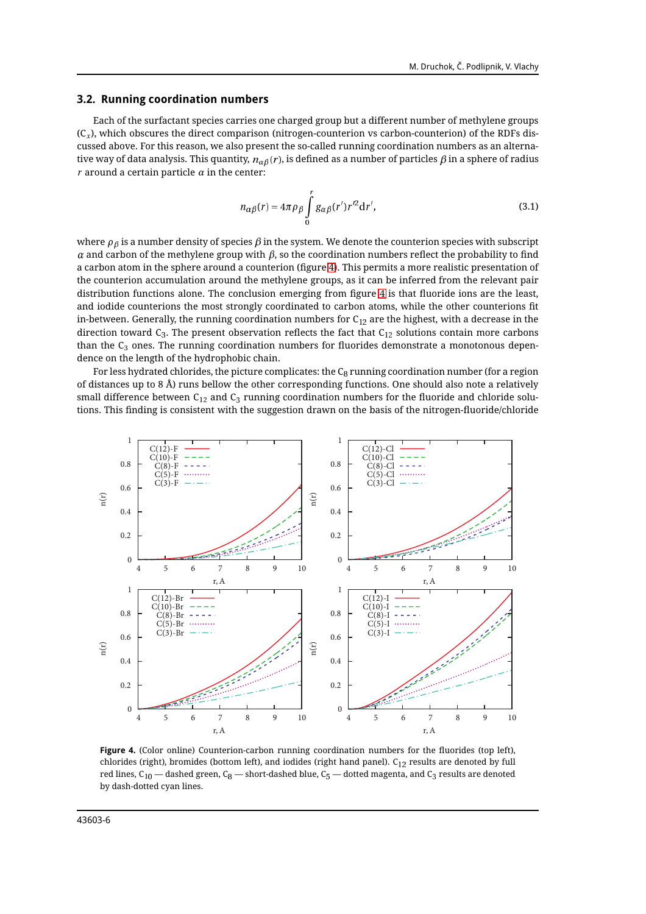### 3.2. Running coordination numbers

Each of the surfactant species carries one charged group but a different number of methylene groups ($C_x$), which obscures the direct comparison (nitrogen-counterion vs carbon-counterion) of the RDFs discussed above. For this reason, we also present the so-called running coordination numbers as an alternative way of data analysis. This quantity, $n_{\alpha\beta}(r)$, is defined as a number of particles $\beta$ in a sphere of radius $r$ around a certain particle $\alpha$ in the center:

$$n_{\alpha\beta}(r) = 4\pi\rho_\beta \int_0^r g_{\alpha\beta}(r')r'^2 \mathrm{d}r', \tag{3.1}$$

where $\rho_\beta$ is a number density of species $\beta$ in the system. We denote the counterion species with subscript $\alpha$ and carbon of the methylene group with $\beta$, so the coordination numbers reflect the probability to find a carbon atom in the sphere around a counterion (figure 4). This permits a more realistic presentation of the counterion accumulation around the methylene groups, as it can be inferred from the relevant pair distribution functions alone. The conclusion emerging from figure 4 is that fluoride ions are the least, and iodide counterions the most strongly coordinated to carbon atoms, while the other counterions fit in-between. Generally, the running coordination numbers for $C_{12}$ are the highest, with a decrease in the direction toward $C_3$. The present observation reflects the fact that $C_{12}$ solutions contain more carbons than the $C_3$ ones. The running coordination numbers for fluorides demonstrate a monotonous dependence on the length of the hydrophobic chain.

For less hydrated chlorides, the picture complicates: the $C_8$ running coordination number (for a region of distances up to 8 Å) runs bellow the other corresponding functions. One should also note a relatively small difference between $C_{12}$ and $C_3$ running coordination numbers for the fluoride and chloride solutions. This finding is consistent with the suggestion drawn on the basis of the nitrogen-fluoride/chloride

**Figure 4.** (Color online) Counterion-carbon running coordination numbers for the fluorides (top left), chlorides (right), bromides (bottom left), and iodides (right hand panel). $C_{12}$ results are denoted by full red lines, $C_{10}$ — dashed green, $C_8$ — short-dashed blue, $C_5$ — dotted magenta, and $C_3$ results are denoted by dash-dotted cyan lines.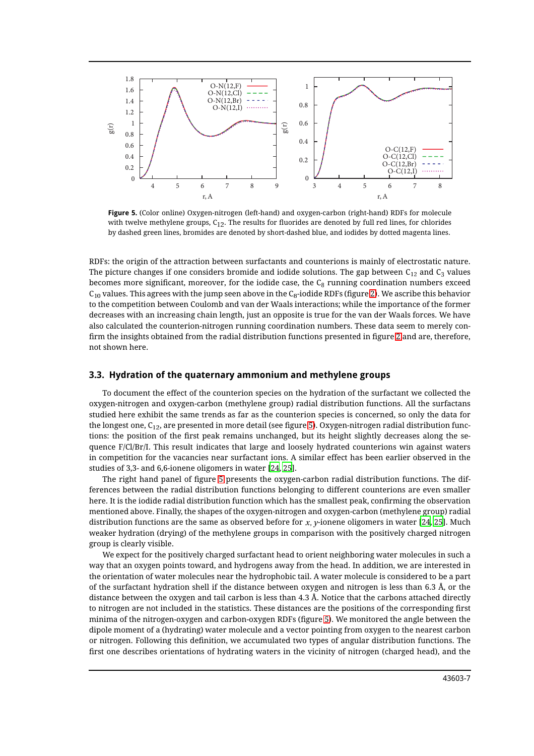**Figure 5.** (Color online) Oxygen-nitrogen (left-hand) and oxygen-carbon (right-hand) RDFs for molecule with twelve methylene groups, $C_{12}$. The results for fluorides are denoted by full red lines, for chlorides by dashed green lines, bromides are denoted by short-dashed blue, and iodides by dotted magenta lines.

RDFs: the origin of the attraction between surfactants and counterions is mainly of electrostatic nature. The picture changes if one considers bromide and iodide solutions. The gap between $C_{12}$ and $C_3$ values becomes more significant, moreover, for the iodide case, the $C_8$ running coordination numbers exceed $C_{10}$ values. This agrees with the jump seen above in the $C_8$-iodide RDFs (figure 2). We ascribe this behavior to the competition between Coulomb and van der Waals interactions; while the importance of the former decreases with an increasing chain length, just an opposite is true for the van der Waals forces. We have also calculated the counterion-nitrogen running coordination numbers. These data seem to merely confirm the insights obtained from the radial distribution functions presented in figure 2 and are, therefore, not shown here.

### 3.3. Hydration of the quaternary ammonium and methylene groups

To document the effect of the counterion species on the hydration of the surfactant we collected the oxygen-nitrogen and oxygen-carbon (methylene group) radial distribution functions. All the surfactants studied here exhibit the same trends as far as the counterion species is concerned, so only the data for the longest one, $C_{12}$, are presented in more detail (see figure 5). Oxygen-nitrogen radial distribution functions: the position of the first peak remains unchanged, but its height slightly decreases along the sequence F/Cl/Br/I. This result indicates that large and loosely hydrated counterions win against waters in competition for the vacancies near surfactant ions. A similar effect has been earlier observed in the studies of 3,3- and 6,6-ionene oligomers in water [24, 25].

The right hand panel of figure 5 presents the oxygen-carbon radial distribution functions. The differences between the radial distribution functions belonging to different counterions are even smaller here. It is the iodide radial distribution function which has the smallest peak, confirming the observation mentioned above. Finally, the shapes of the oxygen-nitrogen and oxygen-carbon (methylene group) radial distribution functions are the same as observed before for $x,y$-ionene oligomers in water [24, 25]. Much weaker hydration (drying) of the methylene groups in comparison with the positively charged nitrogen group is clearly visible.

We expect for the positively charged surfactant head to orient neighboring water molecules in such a way that an oxygen points toward, and hydrogens away from the head. In addition, we are interested in the orientation of water molecules near the hydrophobic tail. A water molecule is considered to be a part of the surfactant hydration shell if the distance between oxygen and nitrogen is less than 6.3 Å, or the distance between the oxygen and tail carbon is less than 4.3 Å. Notice that the carbons attached directly to nitrogen are not included in the statistics. These distances are the positions of the corresponding first minima of the nitrogen-oxygen and carbon-oxygen RDFs (figure 5). We monitored the angle between the dipole moment of a (hydrating) water molecule and a vector pointing from oxygen to the nearest carbon or nitrogen. Following this definition, we accumulated two types of angular distribution functions. The first one describes orientations of hydrating waters in the vicinity of nitrogen (charged head), and the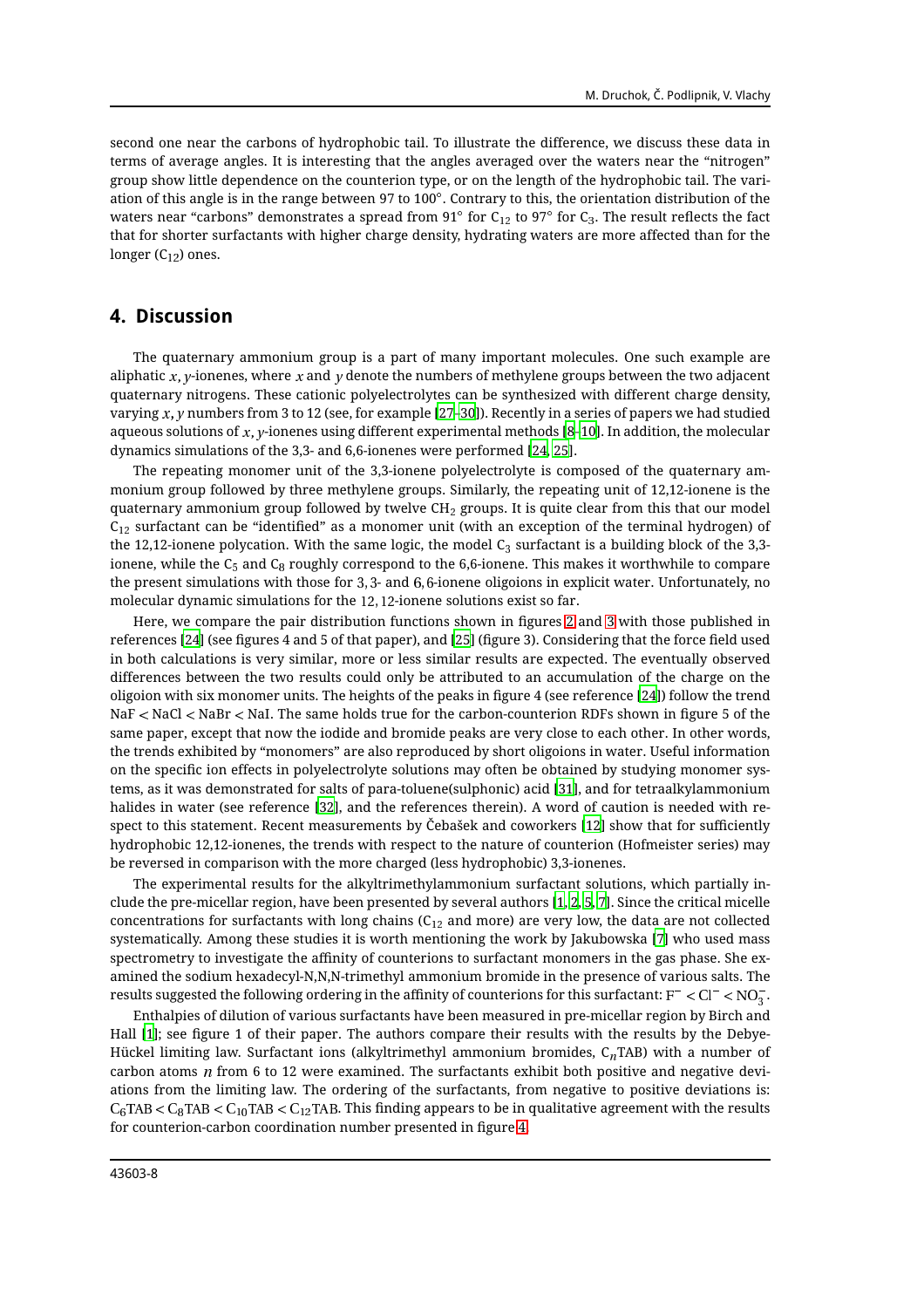second one near the carbons of hydrophobic tail. To illustrate the difference, we discuss these data in terms of average angles. It is interesting that the angles averaged over the waters near the "nitrogen" group show little dependence on the counterion type, or on the length of the hydrophobic tail. The variation of this angle is in the range between 97 to 100°. Contrary to this, the orientation distribution of the waters near "carbons" demonstrates a spread from 91° for $C_{12}$ to 97° for $C_3$. The result reflects the fact that for shorter surfactants with higher charge density, hydrating waters are more affected than for the longer ($C_{12}$) ones.

## 4. Discussion

The quaternary ammonium group is a part of many important molecules. One such example are aliphatic $x, y$-ionenes, where $x$ and $y$ denote the numbers of methylene groups between the two adjacent quaternary nitrogens. These cationic polyelectrolytes can be synthesized with different charge density, varying $x, y$ numbers from 3 to 12 (see, for example [27–30]). Recently in a series of papers we had studied aqueous solutions of $x, y$-ionenes using different experimental methods [8–10]. In addition, the molecular dynamics simulations of the 3,3- and 6,6-ionenes were performed [24, 25].

The repeating monomer unit of the 3,3-ionene polyelectrolyte is composed of the quaternary ammonium group followed by three methylene groups. Similarly, the repeating unit of 12,12-ionene is the quaternary ammonium group followed by twelve $CH_2$ groups. It is quite clear from this that our model $C_{12}$ surfactant can be "identified" as a monomer unit (with an exception of the terminal hydrogen) of the 12,12-ionene polycation. With the same logic, the model $C_3$ surfactant is a building block of the 3,3-ionene, while the $C_5$ and $C_8$ roughly correspond to the 6,6-ionene. This makes it worthwhile to compare the present simulations with those for 3,3- and 6,6-ionene oligoions in explicit water. Unfortunately, no molecular dynamic simulations for the 12,12-ionene solutions exist so far.

Here, we compare the pair distribution functions shown in figures 2 and 3 with those published in references [24] (see figures 4 and 5 of that paper), and [25] (figure 3). Considering that the force field used in both calculations is very similar, more or less similar results are expected. The eventually observed differences between the two results could only be attributed to an accumulation of the charge on the oligoion with six monomer units. The heights of the peaks in figure 4 (see reference [24]) follow the trend NaF < NaCl < NaBr < NaI. The same holds true for the carbon-counterion RDFs shown in figure 5 of the same paper, except that now the iodide and bromide peaks are very close to each other. In other words, the trends exhibited by "monomers" are also reproduced by short oligoions in water. Useful information on the specific ion effects in polyelectrolyte solutions may often be obtained by studying monomer systems, as it was demonstrated for salts of para-toluene(sulphonic) acid [31], and for tetraalkylammonium halides in water (see reference [32], and the references therein). A word of caution is needed with respect to this statement. Recent measurements by Čebašek and coworkers [12] show that for sufficiently hydrophobic 12,12-ionenes, the trends with respect to the nature of counterion (Hofmeister series) may be reversed in comparison with the more charged (less hydrophobic) 3,3-ionenes.

The experimental results for the alkyltrimethylammonium surfactant solutions, which partially include the pre-micellar region, have been presented by several authors [1, 2, 5, 7]. Since the critical micelle concentrations for surfactants with long chains ($C_{12}$ and more) are very low, the data are not collected systematically. Among these studies it is worth mentioning the work by Jakubowska [7] who used mass spectrometry to investigate the affinity of counterions to surfactant monomers in the gas phase. She examined the sodium hexadecyl-N,N,N-trimethyl ammonium bromide in the presence of various salts. The results suggested the following ordering in the affinity of counterions for this surfactant: $F^- < Cl^- < NO_3^-$.

Enthalpies of dilution of various surfactants have been measured in pre-micellar region by Birch and Hall [1]; see figure 1 of their paper. The authors compare their results with the results by the Debye-Hückel limiting law. Surfactant ions (alkyltrimethyl ammonium bromides, $C_n$TAB) with a number of carbon atoms $n$ from 6 to 12 were examined. The surfactants exhibit both positive and negative deviations from the limiting law. The ordering of the surfactants, from negative to positive deviations is: $C_6$TAB < $C_8$TAB < $C_{10}$TAB < $C_{12}$TAB. This finding appears to be in qualitative agreement with the results for counterion-carbon coordination number presented in figure 4.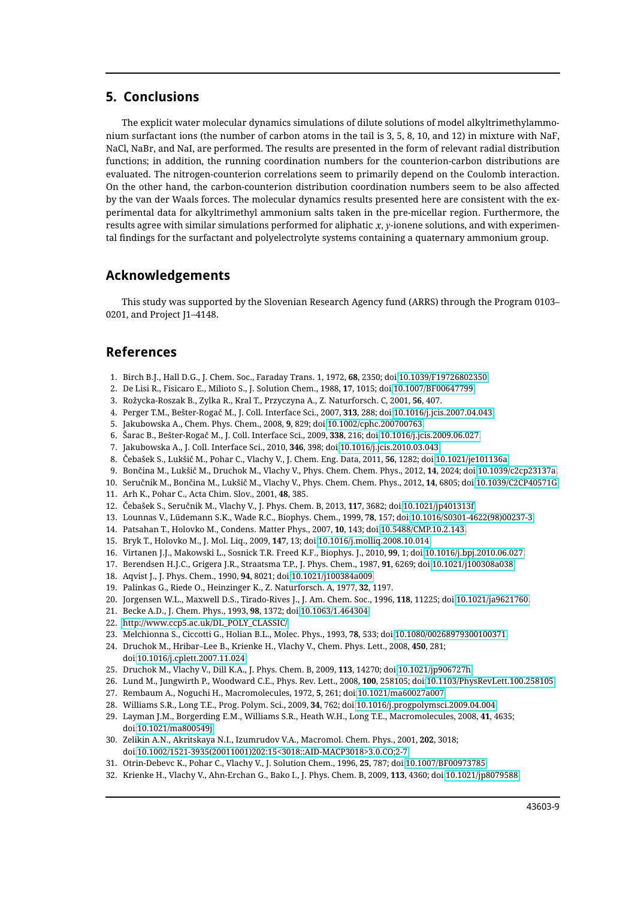## 5. Conclusions

The explicit water molecular dynamics simulations of dilute solutions of model alkyltrimethylammonium surfactant ions (the number of carbon atoms in the tail is 3, 5, 8, 10, and 12) in mixture with NaF, NaCl, NaBr, and NaI, are performed. The results are presented in the form of relevant radial distribution functions; in addition, the running coordination numbers for the counterion-carbon distributions are evaluated. The nitrogen-counterion correlations seem to primarily depend on the Coulomb interaction. On the other hand, the carbon-counterion distribution coordination numbers seem to be also affected by the van der Waals forces. The molecular dynamics results presented here are consistent with the experimental data for alkyltrimethyl ammonium salts taken in the pre-micellar region. Furthermore, the results agree with similar simulations performed for aliphatic $x, y$-ionene solutions, and with experimental findings for the surfactant and polyelectrolyte systems containing a quaternary ammonium group.

## Acknowledgements

This study was supported by the Slovenian Research Agency fund (ARRS) through the Program 0103–0201, and Project J1–4148.

## References

1. Birch B.J., Hall D.G., J. Chem. Soc., Faraday Trans. 1, 1972, **68**, 2350; doi:10.1039/F19726802350.
2. De Lisi R., Fisicaro E., Milioto S., J. Solution Chem., 1988, **17**, 1015; doi:10.1007/BF00647799.
3. Rożycka-Roszak B., Zylka R., Kral T., Przyczyna A., Z. Naturforsch. C, 2001, **56**, 407.
4. Perger T.M., Bešter-Rogač M., J. Coll. Interface Sci., 2007, **313**, 288; doi:10.1016/j.jcis.2007.04.043.
5. Jakubowska A., Chem. Phys. Chem., 2008, **9**, 829; doi:10.1002/cphc.200700763.
6. Šarac B., Bešter-Rogač M., J. Coll. Interface Sci., 2009, **338**, 216; doi:10.1016/j.jcis.2009.06.027.
7. Jakubowska A., J. Coll. Interface Sci., 2010, **346**, 398; doi:10.1016/j.jcis.2010.03.043.
8. Čebašek S., Lukšič M., Pohar C., Vlachy V., J. Chem. Eng. Data, 2011, **56**, 1282; doi:10.1021/je101136a.
9. Bončina M., Lukšič M., Druchok M., Vlachy V., Phys. Chem. Chem. Phys., 2012, **14**, 2024; doi:10.1039/c2cp23137a.
10. Seručnik M., Bončina M., Lukšič M., Vlachy V., Phys. Chem. Chem. Phys., 2012, **14**, 6805; doi:10.1039/C2CP40571G.
11. Arh K., Pohar C., Acta Chim. Slov., 2001, **48**, 385.
12. Čebašek S., Seručnik M., Vlachy V., J. Phys. Chem. B, 2013, **117**, 3682; doi:10.1021/jp401313f.
13. Lounnas V., Lüdemann S.K., Wade R.C., Biophys. Chem., 1999, **78**, 157; doi:10.1016/S0301-4622(98)00237-3.
14. Patsahan T., Holovko M., Condens. Matter Phys., 2007, **10**, 143; doi:10.5488/CMP.10.2.143.
15. Bryk T., Holovko M., J. Mol. Liq., 2009, **147**, 13; doi:10.1016/j.molliq.2008.10.014.
16. Virtanen J.J., Makowski L., Sosnick T.R. Freed K.F., Biophys. J., 2010, **99**, 1; doi:10.1016/j.bpj.2010.06.027.
17. Berendsen H.J.C., Grigera J.R., Straatsma T.P., J. Phys. Chem., 1987, **91**, 6269; doi:10.1021/j100308a038.
18. Aqvist J., J. Phys. Chem., 1990, **94**, 8021; doi:10.1021/j100384a009.
19. Palinkas G., Riede O., Heinzinger K., Z. Naturforsch. A, 1977, **32**, 1197.
20. Jorgensen W.L., Maxwell D.S., Tirado-Rives J., J. Am. Chem. Soc., 1996, **118**, 11225; doi:10.1021/ja9621760.
21. Becke A.D., J. Chem. Phys., 1993, **98**, 1372; doi:10.1063/1.464304.
22. http://www.ccp5.ac.uk/DL_POLY_CLASSIC/
23. Melchionna S., Ciccotti G., Holian B.L., Molec. Phys., 1993, **78**, 533; doi:10.1080/00268979300100371.
24. Druchok M., Hribar–Lee B., Krienke H., Vlachy V., Chem. Phys. Lett., 2008, **450**, 281; doi:10.1016/j.cplett.2007.11.024.
25. Druchok M., Vlachy V., Dill K.A., J. Phys. Chem. B, 2009, **113**, 14270; doi:10.1021/jp906727h.
26. Lund M., Jungwirth P., Woodward C.E., Phys. Rev. Lett., 2008, **100**, 258105; doi:10.1103/PhysRevLett.100.258105.
27. Rembaum A., Noguchi H., Macromolecules, 1972, **5**, 261; doi:10.1021/ma60027a007.
28. Williams S.R., Long T.E., Prog. Polym. Sci., 2009, **34**, 762; doi:10.1016/j.progpolymsci.2009.04.004.
29. Layman J.M., Borgerding E.M., Williams S.R., Heath W.H., Long T.E., Macromolecules, 2008, **41**, 4635; doi:10.1021/ma800549j.
30. Zelikin A.N., Akritskaya N.I., Izumrudov V.A., Macromol. Chem. Phys., 2001, **202**, 3018; doi:10.1002/1521-3935(20011001)202:15<3018::AID-MACP3018>3.0.CO;2-7.
31. Otrin-Debevc K., Pohar C., Vlachy V., J. Solution Chem., 1996, **25**, 787; doi:10.1007/BF00973785.
32. Krienke H., Vlachy V., Ahn-Erchan G., Bako I., J. Phys. Chem. B, 2009, **113**, 4360; doi:10.1021/jp8079588.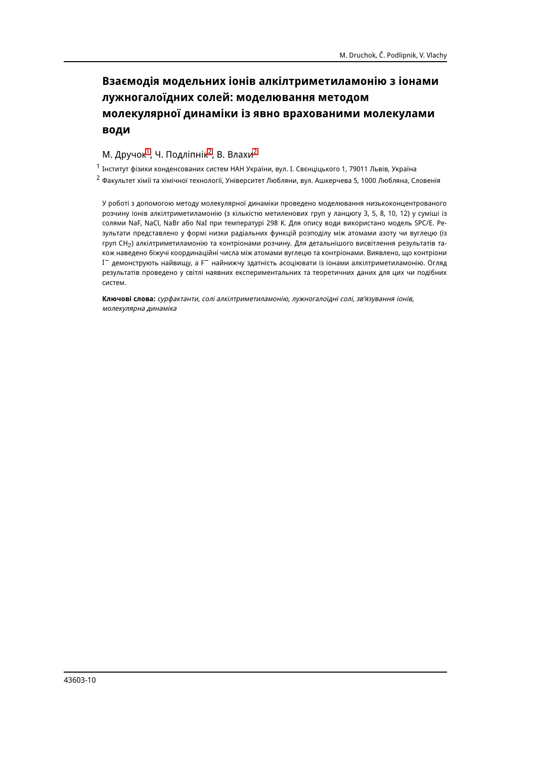# Взаємодія модельних іонів алкілтриметиламонію з іонами лужногалоїдних солей: моделювання методом молекулярної динаміки із явно врахованими молекулами води

М. Дручок[1], Ч. Подліпнік[2], В. Влахи[2]

[1] Інститут фізики конденсованих систем НАН України, вул. I. Свєнціцького 1, 79011 Львів, Україна

[2] Факультет хімії та хімічної технології, Університет Любляни, вул. Ашкерчева 5, 1000 Любляна, Словенія

У роботі з допомогою методу молекулярної динаміки проведено моделювання низькоконцентрованого розчину іонів алкілтриметиламонію (з кількістю метиленових груп у ланцюгу 3, 5, 8, 10, 12) у суміші із солями NaF, NaCl, NaBr або NaI при температурі 298 K. Для опису води використано модель SPC/E. Результати представлено у формі низки радіальних функцій розподілу між атомами азоту чи вуглецю (із груп $CH_2$) алкілтриметиламонію та контріонами розчину. Для детальнішого висвітлення результатів також наведено біжучі координаційні числа між атомами вуглецю та контріонами. Виявлено, що контріони $I^-$ демонструють найвищу, а $F^-$ найнижчу здатність асоціювати із іонами алкілтриметиламонію. Огляд результатів проведено у світлі наявних експериментальних та теоретичних даних для цих чи подібних систем.

**Ключові слова:** *сурфактанти, солі алкілтриметиламонію, лужногалоїдні солі, зв'язування іонів, молекулярна динаміка*